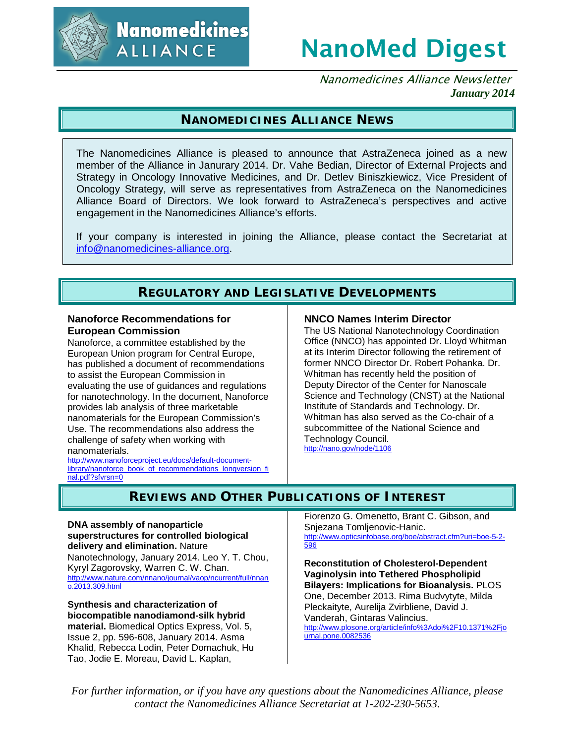# NanoMed Digest

Nanomedicines Alliance

*Nanomedicines Alliance Newsletter*
***January 2014***

## Nanomedicines Alliance News

The Nanomedicines Alliance is pleased to announce that AstraZeneca joined as a new member of the Alliance in Janurary 2014. Dr. Vahe Bedian, Director of External Projects and Strategy in Oncology Innovative Medicines, and Dr. Detlev Biniszkiewicz, Vice President of Oncology Strategy, will serve as representatives from AstraZeneca on the Nanomedicines Alliance Board of Directors. We look forward to AstraZeneca's perspectives and active engagement in the Nanomedicines Alliance's efforts.

If your company is interested in joining the Alliance, please contact the Secretariat at info@nanomedicines-alliance.org.

## Regulatory and Legislative Developments

### Nanoforce Recommendations for European Commission

Nanoforce, a committee established by the European Union program for Central Europe, has published a document of recommendations to assist the European Commission in evaluating the use of guidances and regulations for nanotechnology. In the document, Nanoforce provides lab analysis of three marketable nanomaterials for the European Commission's Use. The recommendations also address the challenge of safety when working with nanomaterials.

http://www.nanoforceproject.eu/docs/default-document-library/nanoforce_book_of_recommendations_longversion_final.pdf?sfvrsn=0

### NNCO Names Interim Director

The US National Nanotechnology Coordination Office (NNCO) has appointed Dr. Lloyd Whitman at its Interim Director following the retirement of former NNCO Director Dr. Robert Pohanka. Dr. Whitman has recently held the position of Deputy Director of the Center for Nanoscale Science and Technology (CNST) at the National Institute of Standards and Technology. Dr. Whitman has also served as the Co-chair of a subcommittee of the National Science and Technology Council.

http://nano.gov/node/1106

## Reviews and Other Publications of Interest

**DNA assembly of nanoparticle superstructures for controlled biological delivery and elimination.** Nature Nanotechnology, January 2014. Leo Y. T. Chou, Kyryl Zagorovsky, Warren C. W. Chan.
http://www.nature.com/nnano/journal/vaop/ncurrent/full/nnano.2013.309.html

**Synthesis and characterization of biocompatible nanodiamond-silk hybrid material.** Biomedical Optics Express, Vol. 5, Issue 2, pp. 596-608, January 2014. Asma Khalid, Rebecca Lodin, Peter Domachuk, Hu Tao, Jodie E. Moreau, David L. Kaplan, Fiorenzo G. Omenetto, Brant C. Gibson, and Snjezana Tomljenovic-Hanic.
http://www.opticsinfobase.org/boe/abstract.cfm?uri=boe-5-2-596

**Reconstitution of Cholesterol-Dependent Vaginolysin into Tethered Phospholipid Bilayers: Implications for Bioanalysis.** PLOS One, December 2013. Rima Budvytyte, Milda Pleckaityte, Aurelija Zvirbliene, David J. Vanderah, Gintaras Valincius.
http://www.plosone.org/article/info%3Adoi%2F10.1371%2Fjournal.pone.0082536

*For further information, or if you have any questions about the Nanomedicines Alliance, please contact the Nanomedicines Alliance Secretariat at 1-202-230-5653.*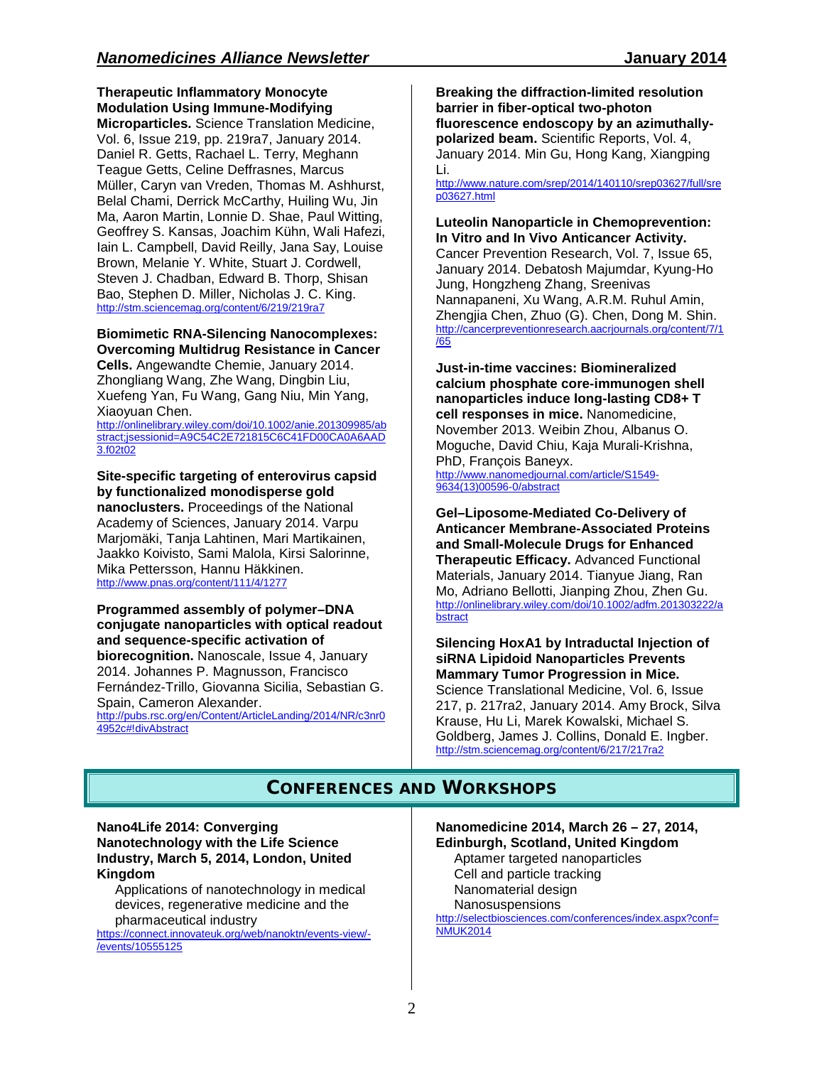**Therapeutic Inflammatory Monocyte Modulation Using Immune-Modifying Microparticles.** Science Translation Medicine, Vol. 6, Issue 219, pp. 219ra7, January 2014. Daniel R. Getts, Rachael L. Terry, Meghann Teague Getts, Celine Deffrasnes, Marcus Müller, Caryn van Vreden, Thomas M. Ashhurst, Belal Chami, Derrick McCarthy, Huiling Wu, Jin Ma, Aaron Martin, Lonnie D. Shae, Paul Witting, Geoffrey S. Kansas, Joachim Kühn, Wali Hafezi, Iain L. Campbell, David Reilly, Jana Say, Louise Brown, Melanie Y. White, Stuart J. Cordwell, Steven J. Chadban, Edward B. Thorp, Shisan Bao, Stephen D. Miller, Nicholas J. C. King.
http://stm.sciencemag.org/content/6/219/219ra7

**Biomimetic RNA-Silencing Nanocomplexes: Overcoming Multidrug Resistance in Cancer Cells.** Angewandte Chemie, January 2014. Zhongliang Wang, Zhe Wang, Dingbin Liu, Xuefeng Yan, Fu Wang, Gang Niu, Min Yang, Xiaoyuan Chen.
http://onlinelibrary.wiley.com/doi/10.1002/anie.201309985/abstract;jsessionid=A9C54C2E721815C6C41FD00CA0A6AAD3.f02t02

**Site-specific targeting of enterovirus capsid by functionalized monodisperse gold nanoclusters.** Proceedings of the National Academy of Sciences, January 2014. Varpu Marjomäki, Tanja Lahtinen, Mari Martikainen, Jaakko Koivisto, Sami Malola, Kirsi Salorinne, Mika Pettersson, Hannu Häkkinen.
http://www.pnas.org/content/111/4/1277

**Programmed assembly of polymer–DNA conjugate nanoparticles with optical readout and sequence-specific activation of biorecognition.** Nanoscale, Issue 4, January 2014. Johannes P. Magnusson, Francisco Fernández-Trillo, Giovanna Sicilia, Sebastian G. Spain, Cameron Alexander.
http://pubs.rsc.org/en/Content/ArticleLanding/2014/NR/c3nr04952c#!divAbstract

**Breaking the diffraction-limited resolution barrier in fiber-optical two-photon fluorescence endoscopy by an azimuthally-polarized beam.** Scientific Reports, Vol. 4, January 2014. Min Gu, Hong Kang, Xiangping Li.
http://www.nature.com/srep/2014/140110/srep03627/full/srep03627.html

**Luteolin Nanoparticle in Chemoprevention: In Vitro and In Vivo Anticancer Activity.** Cancer Prevention Research, Vol. 7, Issue 65, January 2014. Debatosh Majumdar, Kyung-Ho Jung, Hongzheng Zhang, Sreenivas Nannapaneni, Xu Wang, A.R.M. Ruhul Amin, Zhengjia Chen, Zhuo (G). Chen, Dong M. Shin.
http://cancerpreventionresearch.aacrjournals.org/content/7/1/65

**Just-in-time vaccines: Biomineralized calcium phosphate core-immunogen shell nanoparticles induce long-lasting CD8+ T cell responses in mice.** Nanomedicine, November 2013. Weibin Zhou, Albanus O. Moguche, David Chiu, Kaja Murali-Krishna, PhD, François Baneyx.
http://www.nanomedjournal.com/article/S1549-9634(13)00596-0/abstract

**Gel–Liposome-Mediated Co-Delivery of Anticancer Membrane-Associated Proteins and Small-Molecule Drugs for Enhanced Therapeutic Efficacy.** Advanced Functional Materials, January 2014. Tianyue Jiang, Ran Mo, Adriano Bellotti, Jianping Zhou, Zhen Gu.
http://onlinelibrary.wiley.com/doi/10.1002/adfm.201303222/abstract

**Silencing HoxA1 by Intraductal Injection of siRNA Lipidoid Nanoparticles Prevents Mammary Tumor Progression in Mice.** Science Translational Medicine, Vol. 6, Issue 217, p. 217ra2, January 2014. Amy Brock, Silva Krause, Hu Li, Marek Kowalski, Michael S. Goldberg, James J. Collins, Donald E. Ingber.
http://stm.sciencemag.org/content/6/217/217ra2

## Conferences and Workshops

**Nano4Life 2014: Converging Nanotechnology with the Life Science Industry, March 5, 2014, London, United Kingdom**

Applications of nanotechnology in medical devices, regenerative medicine and the pharmaceutical industry

https://connect.innovateuk.org/web/nanoktn/events-view/-/events/10555125

**Nanomedicine 2014, March 26 – 27, 2014, Edinburgh, Scotland, United Kingdom**

Aptamer targeted nanoparticles
Cell and particle tracking
Nanomaterial design
Nanosuspensions

http://selectbiosciences.com/conferences/index.aspx?conf=NMUK2014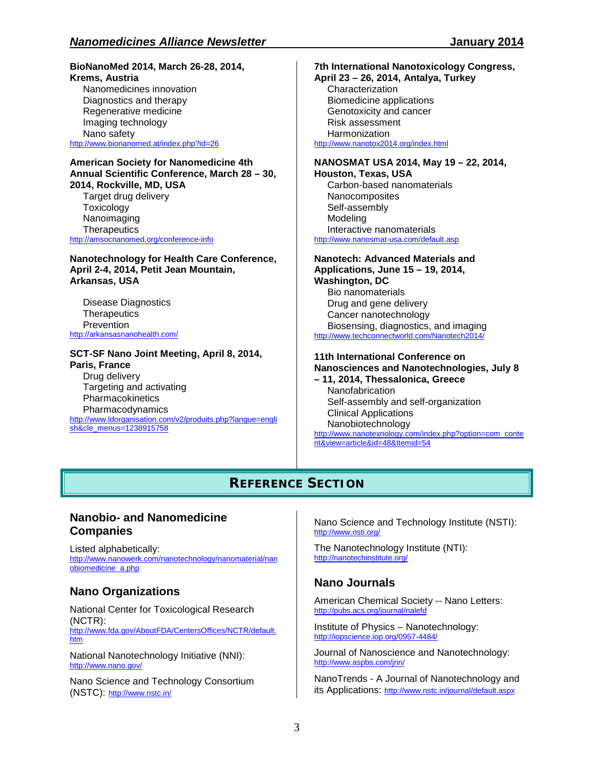**BioNanoMed 2014, March 26-28, 2014, Krems, Austria**

Nanomedicines innovation
Diagnostics and therapy
Regenerative medicine
Imaging technology
Nano safety

http://www.bionanomed.at/index.php?id=26

**American Society for Nanomedicine 4th Annual Scientific Conference, March 28 – 30, 2014, Rockville, MD, USA**

Target drug delivery
Toxicology
Nanoimaging
Therapeutics

http://amsocnanomed.org/conference-info

**Nanotechnology for Health Care Conference, April 2-4, 2014, Petit Jean Mountain, Arkansas, USA**

Disease Diagnostics
Therapeutics
Prevention

http://arkansasnanohealth.com/

**SCT-SF Nano Joint Meeting, April 8, 2014, Paris, France**

Drug delivery
Targeting and activating
Pharmacokinetics
Pharmacodynamics

http://www.ldorganisation.com/v2/produits.php?langue=english&cle_menus=1238915758

**7th International Nanotoxicology Congress, April 23 – 26, 2014, Antalya, Turkey**

Characterization
Biomedicine applications
Genotoxicity and cancer
Risk assessment
Harmonization

http://www.nanotox2014.org/index.html

**NANOSMAT USA 2014, May 19 – 22, 2014, Houston, Texas, USA**

Carbon-based nanomaterials
Nanocomposites
Self-assembly
Modeling
Interactive nanomaterials

http://www.nanosmat-usa.com/default.asp

**Nanotech: Advanced Materials and Applications, June 15 – 19, 2014, Washington, DC**

Bio nanomaterials
Drug and gene delivery
Cancer nanotechnology
Biosensing, diagnostics, and imaging

http://www.techconnectworld.com/Nanotech2014/

**11th International Conference on Nanosciences and Nanotechnologies, July 8 – 11, 2014, Thessalonica, Greece**

Nanofabrication
Self-assembly and self-organization
Clinical Applications
Nanobiotechnology

http://www.nanotexnology.com/index.php?option=com_content&view=article&id=48&Itemid=54

# Reference Section

## Nanobio- and Nanomedicine Companies

Listed alphabetically:
http://www.nanowerk.com/nanotechnology/nanomaterial/nanobiomedicine_a.php

## Nano Organizations

National Center for Toxicological Research (NCTR):
http://www.fda.gov/AboutFDA/CentersOffices/NCTR/default.htm

National Nanotechnology Initiative (NNI):
http://www.nano.gov/

Nano Science and Technology Consortium (NSTC): http://www.nstc.in/

Nano Science and Technology Institute (NSTI):
http://www.nsti.org/

The Nanotechnology Institute (NTI):
http://nanotechinstitute.org/

## Nano Journals

American Chemical Society -- Nano Letters:
http://pubs.acs.org/journal/nalefd

Institute of Physics – Nanotechnology:
http://iopscience.iop.org/0957-4484/

Journal of Nanoscience and Nanotechnology:
http://www.aspbs.com/jnn/

NanoTrends - A Journal of Nanotechnology and its Applications: http://www.nstc.in/journal/default.aspx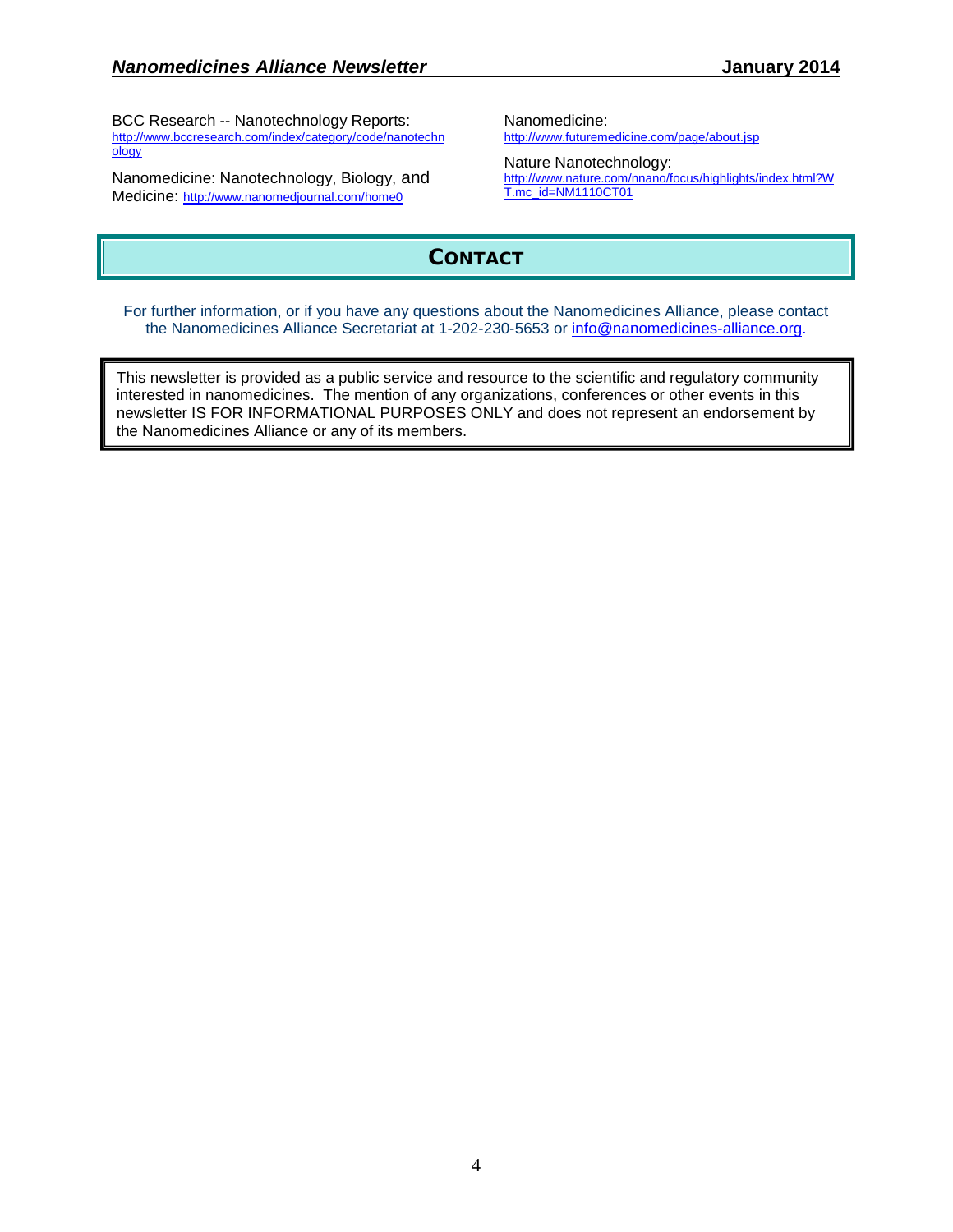BCC Research -- Nanotechnology Reports: http://www.bccresearch.com/index/category/code/nanotechnology

Nanomedicine: Nanotechnology, Biology, and Medicine: http://www.nanomedjournal.com/home0

Nanomedicine: http://www.futuremedicine.com/page/about.jsp

Nature Nanotechnology: http://www.nature.com/nnano/focus/highlights/index.html?WT.mc_id=NM1110CT01

## CONTACT

For further information, or if you have any questions about the Nanomedicines Alliance, please contact the Nanomedicines Alliance Secretariat at 1-202-230-5653 or info@nanomedicines-alliance.org.

This newsletter is provided as a public service and resource to the scientific and regulatory community interested in nanomedicines. The mention of any organizations, conferences or other events in this newsletter IS FOR INFORMATIONAL PURPOSES ONLY and does not represent an endorsement by the Nanomedicines Alliance or any of its members.